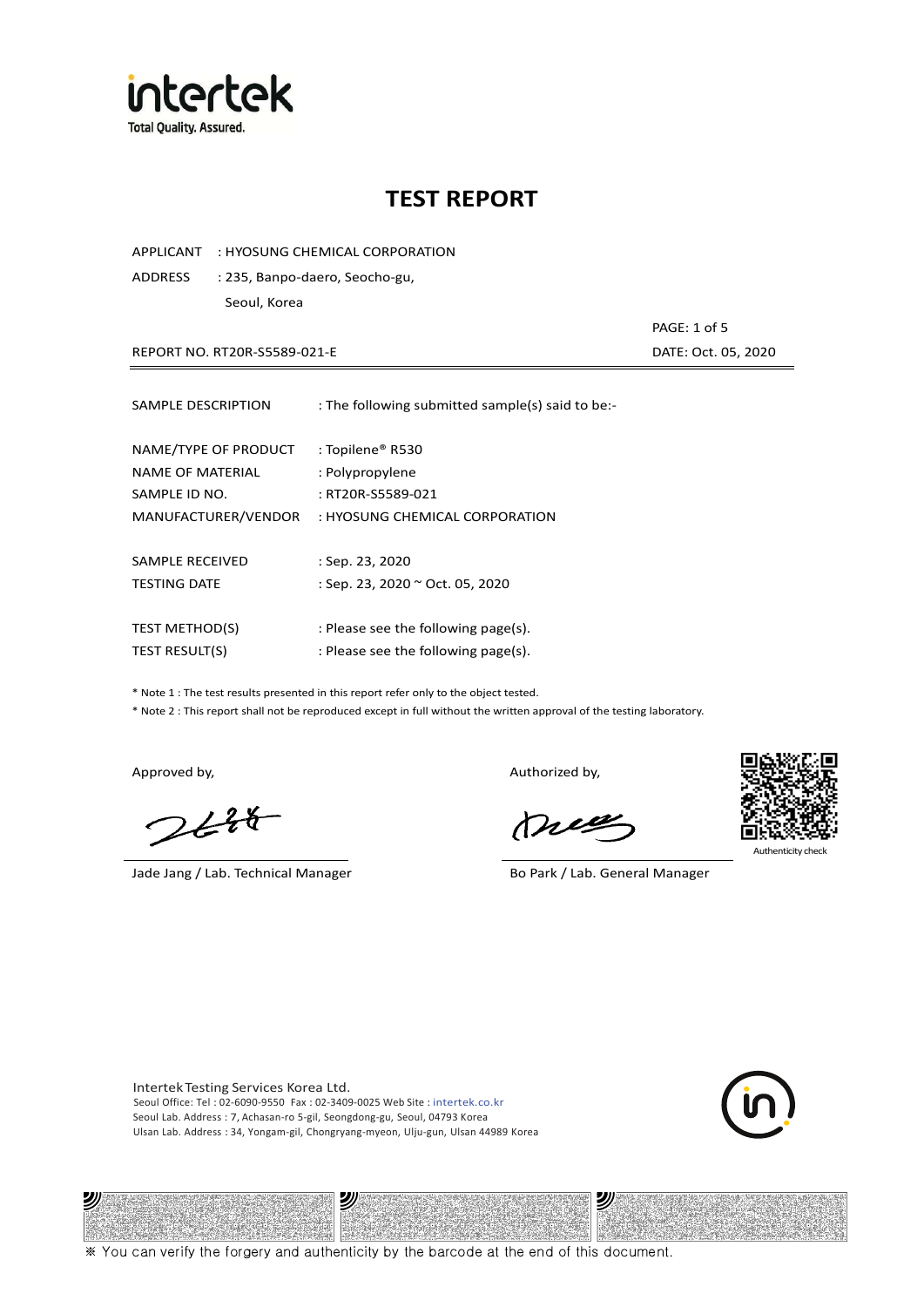intertek
Total Quality. Assured.

# TEST REPORT

APPLICANT : HYOSUNG CHEMICAL CORPORATION

ADDRESS : 235, Banpo-daero, Seocho-gu, Seoul, Korea

REPORT NO. RT20R-S5589-021-E

DATE: Oct. 05, 2020

| | |
|---|---|
| SAMPLE DESCRIPTION | : The following submitted sample(s) said to be:- |
| NAME/TYPE OF PRODUCT | : Topilene® R530 |
| NAME OF MATERIAL | : Polypropylene |
| SAMPLE ID NO. | : RT20R-S5589-021 |
| MANUFACTURER/VENDOR | : HYOSUNG CHEMICAL CORPORATION |
| SAMPLE RECEIVED | : Sep. 23, 2020 |
| TESTING DATE | : Sep. 23, 2020 ~ Oct. 05, 2020 |
| TEST METHOD(S) | : Please see the following page(s). |
| TEST RESULT(S) | : Please see the following page(s). |

* Note 1 : The test results presented in this report refer only to the object tested.
* Note 2 : This report shall not be reproduced except in full without the written approval of the testing laboratory.

Approved by,

Jade Jang / Lab. Technical Manager

Authorized by,

Bo Park / Lab. General Manager

Authenticity check

Intertek Testing Services Korea Ltd.
Seoul Office: Tel : 02-6090-9550 Fax : 02-3409-0025 Web Site : intertek.co.kr
Seoul Lab. Address : 7, Achasan-ro 5-gil, Seongdong-gu, Seoul, 04793 Korea
Ulsan Lab. Address : 34, Yongam-gil, Chongryang-myeon, Ulju-gun, Ulsan 44989 Korea

※ You can verify the forgery and authenticity by the barcode at the end of this document.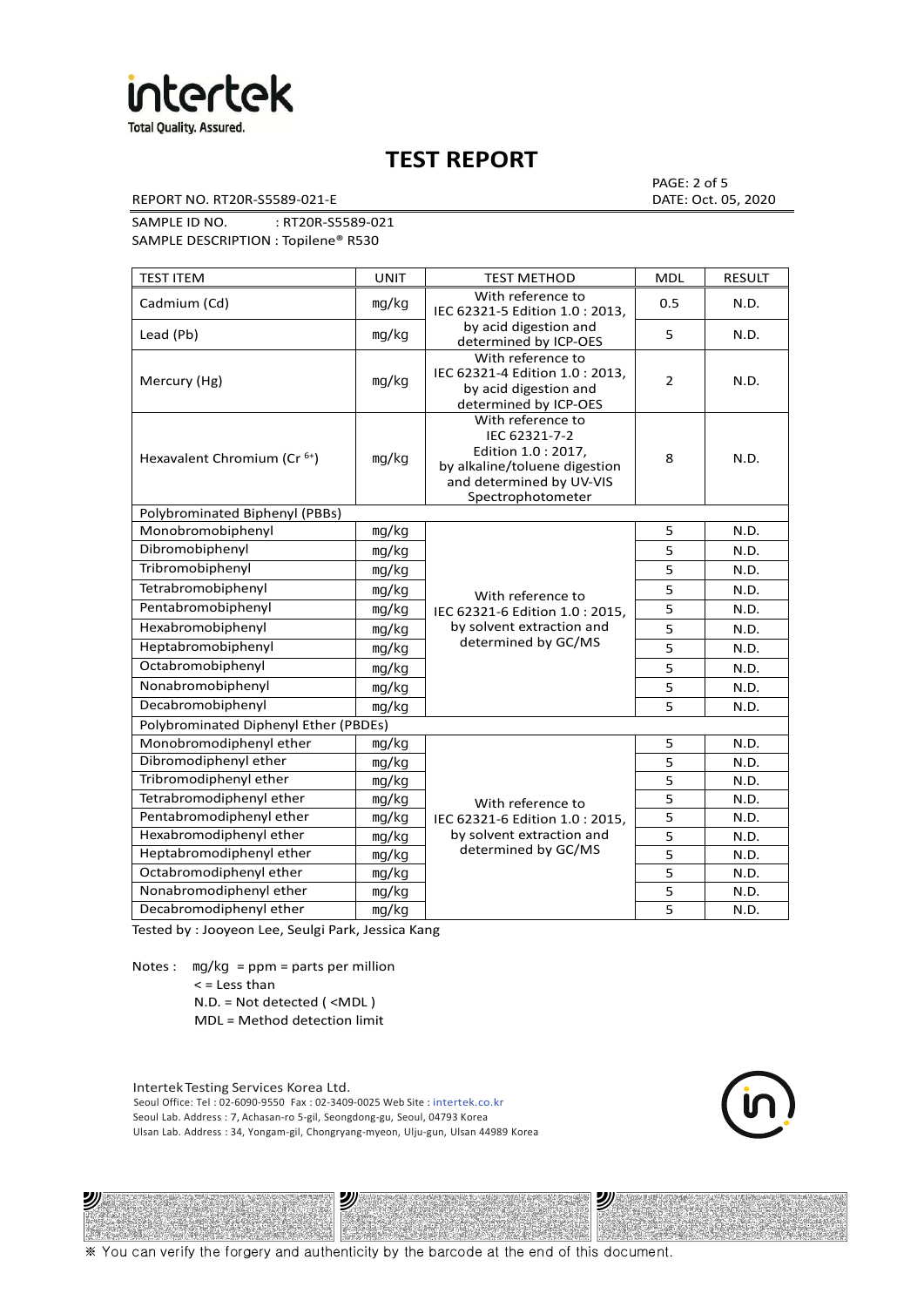# TEST REPORT

REPORT NO. RT20R-S5589-021-E

PAGE: 2 of 5
DATE: Oct. 05, 2020

SAMPLE ID NO. : RT20R-S5589-021
SAMPLE DESCRIPTION : Topilene® R530

| TEST ITEM | UNIT | TEST METHOD | MDL | RESULT |
|---|---|---|---|---|
| Cadmium (Cd) | mg/kg | With reference to IEC 62321-5 Edition 1.0 : 2013, by acid digestion and determined by ICP-OES | 0.5 | N.D. |
| Lead (Pb) | mg/kg | | 5 | N.D. |
| Mercury (Hg) | mg/kg | With reference to IEC 62321-4 Edition 1.0 : 2013, by acid digestion and determined by ICP-OES | 2 | N.D. |
| Hexavalent Chromium ($Cr^{6+}$) | mg/kg | With reference to IEC 62321-7-2 Edition 1.0 : 2017, by alkaline/toluene digestion and determined by UV-VIS Spectrophotometer | 8 | N.D. |
| Polybrominated Biphenyl (PBBs) | | | | |
| Monobromobiphenyl | mg/kg | With reference to IEC 62321-6 Edition 1.0 : 2015, by solvent extraction and determined by GC/MS | 5 | N.D. |
| Dibromobiphenyl | mg/kg | | 5 | N.D. |
| Tribromobiphenyl | mg/kg | | 5 | N.D. |
| Tetrabromobiphenyl | mg/kg | | 5 | N.D. |
| Pentabromobiphenyl | mg/kg | | 5 | N.D. |
| Hexabromobiphenyl | mg/kg | | 5 | N.D. |
| Heptabromobiphenyl | mg/kg | | 5 | N.D. |
| Octabromobiphenyl | mg/kg | | 5 | N.D. |
| Nonabromobiphenyl | mg/kg | | 5 | N.D. |
| Decabromobiphenyl | mg/kg | | 5 | N.D. |
| Polybrominated Diphenyl Ether (PBDEs) | | | | |
| Monobromodiphenyl ether | mg/kg | With reference to IEC 62321-6 Edition 1.0 : 2015, by solvent extraction and determined by GC/MS | 5 | N.D. |
| Dibromodiphenyl ether | mg/kg | | 5 | N.D. |
| Tribromodiphenyl ether | mg/kg | | 5 | N.D. |
| Tetrabromodiphenyl ether | mg/kg | | 5 | N.D. |
| Pentabromodiphenyl ether | mg/kg | | 5 | N.D. |
| Hexabromodiphenyl ether | mg/kg | | 5 | N.D. |
| Heptabromodiphenyl ether | mg/kg | | 5 | N.D. |
| Octabromodiphenyl ether | mg/kg | | 5 | N.D. |
| Nonabromodiphenyl ether | mg/kg | | 5 | N.D. |
| Decabromodiphenyl ether | mg/kg | | 5 | N.D. |

Tested by : Jooyeon Lee, Seulgi Park, Jessica Kang

Notes : mg/kg = ppm = parts per million
< = Less than
N.D. = Not detected ( <MDL )
MDL = Method detection limit

Intertek Testing Services Korea Ltd.
Seoul Office: Tel : 02-6090-9550 Fax : 02-3409-0025 Web Site : intertek.co.kr
Seoul Lab. Address : 7, Achasan-ro 5-gil, Seongdong-gu, Seoul, 04793 Korea
Ulsan Lab. Address : 34, Yongam-gil, Chongryang-myeon, Ulju-gun, Ulsan 44989 Korea

※ You can verify the forgery and authenticity by the barcode at the end of this document.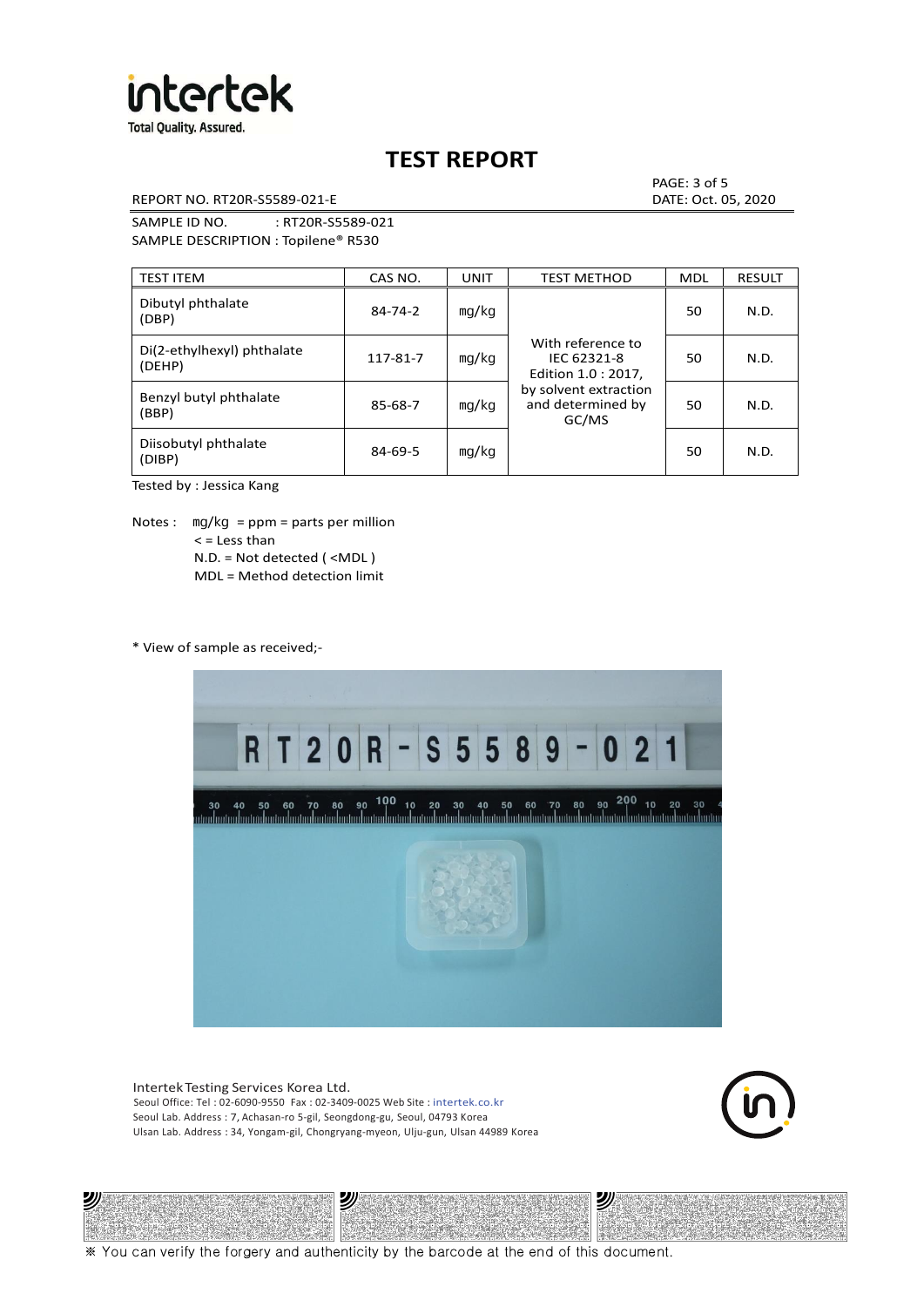# TEST REPORT

REPORT NO. RT20R-S5589-021-E

PAGE: 3 of 5
DATE: Oct. 05, 2020

SAMPLE ID NO. : RT20R-S5589-021
SAMPLE DESCRIPTION : Topilene® R530

| TEST ITEM | CAS NO. | UNIT | TEST METHOD | MDL | RESULT |
|---|---|---|---|---|---|
| Dibutyl phthalate (DBP) | 84-74-2 | mg/kg | With reference to IEC 62321-8 Edition 1.0 : 2017, by solvent extraction and determined by GC/MS | 50 | N.D. |
| Di(2-ethylhexyl) phthalate (DEHP) | 117-81-7 | mg/kg | | 50 | N.D. |
| Benzyl butyl phthalate (BBP) | 85-68-7 | mg/kg | | 50 | N.D. |
| Diisobutyl phthalate (DIBP) | 84-69-5 | mg/kg | | 50 | N.D. |

Tested by : Jessica Kang

Notes : mg/kg = ppm = parts per million
< = Less than
N.D. = Not detected ( <MDL )
MDL = Method detection limit

* View of sample as received;-

Intertek Testing Services Korea Ltd.
Seoul Office: Tel : 02-6090-9550 Fax : 02-3409-0025 Web Site : intertek.co.kr
Seoul Lab. Address : 7, Achasan-ro 5-gil, Seongdong-gu, Seoul, 04793 Korea
Ulsan Lab. Address : 34, Yongam-gil, Chongryang-myeon, Ulju-gun, Ulsan 44989 Korea

※ You can verify the forgery and authenticity by the barcode at the end of this document.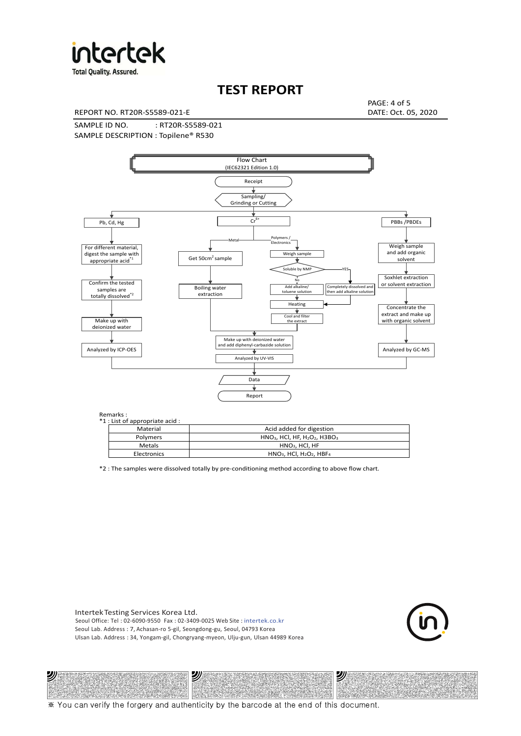# TEST REPORT

REPORT NO. RT20R-S5589-021-E

DATE: Oct. 05, 2020

SAMPLE ID NO. : RT20R-S5589-021

SAMPLE DESCRIPTION : Topilene® R530

Flow Chart
(IEC62321 Edition 1.0)

Receipt

Sampling/
Grinding or Cutting

Pb, Cd, Hg

For different material, digest the sample with appropriate acid[*1]

Confirm the tested samples are totally dissolved[*2]

Make up with deionized water

Analyzed by ICP-OES

$Cr^{6+}$

Metal

Get 50cm² sample

Boiling water extraction

Polymers / Electronics

Weigh sample

Soluble by NMP

No

Add alkaline/ toluene solution

YES

Completely dissolved and then add alkaline solution

Heating

Cool and filter the extract

Make up with deionized water and add diphenyl-carbazide solution

Analyzed by UV-VIS

PBBs /PBDEs

Weigh sample and add organic solvent

Soxhlet extraction or solvent extraction

Concentrate the extract and make up with organic solvent

Analyzed by GC-MS

Data

Report

Remarks :

*1 : List of appropriate acid :

| Material | Acid added for digestion |
|---|---|
| Polymers | $HNO_3$, HCl, HF, $H_2O_2$, $H3BO_3$ |
| Metals | $HNO_3$, HCl, HF |
| Electronics | $HNO_3$, HCl, $H_2O_2$, $HBF_4$ |

*2 : The samples were dissolved totally by pre-conditioning method according to above flow chart.

Intertek Testing Services Korea Ltd.
Seoul Office: Tel : 02-6090-9550 Fax : 02-3409-0025 Web Site : intertek.co.kr
Seoul Lab. Address : 7, Achasan-ro 5-gil, Seongdong-gu, Seoul, 04793 Korea
Ulsan Lab. Address : 34, Yongam-gil, Chongryang-myeon, Ulju-gun, Ulsan 44989 Korea

※ You can verify the forgery and authenticity by the barcode at the end of this document.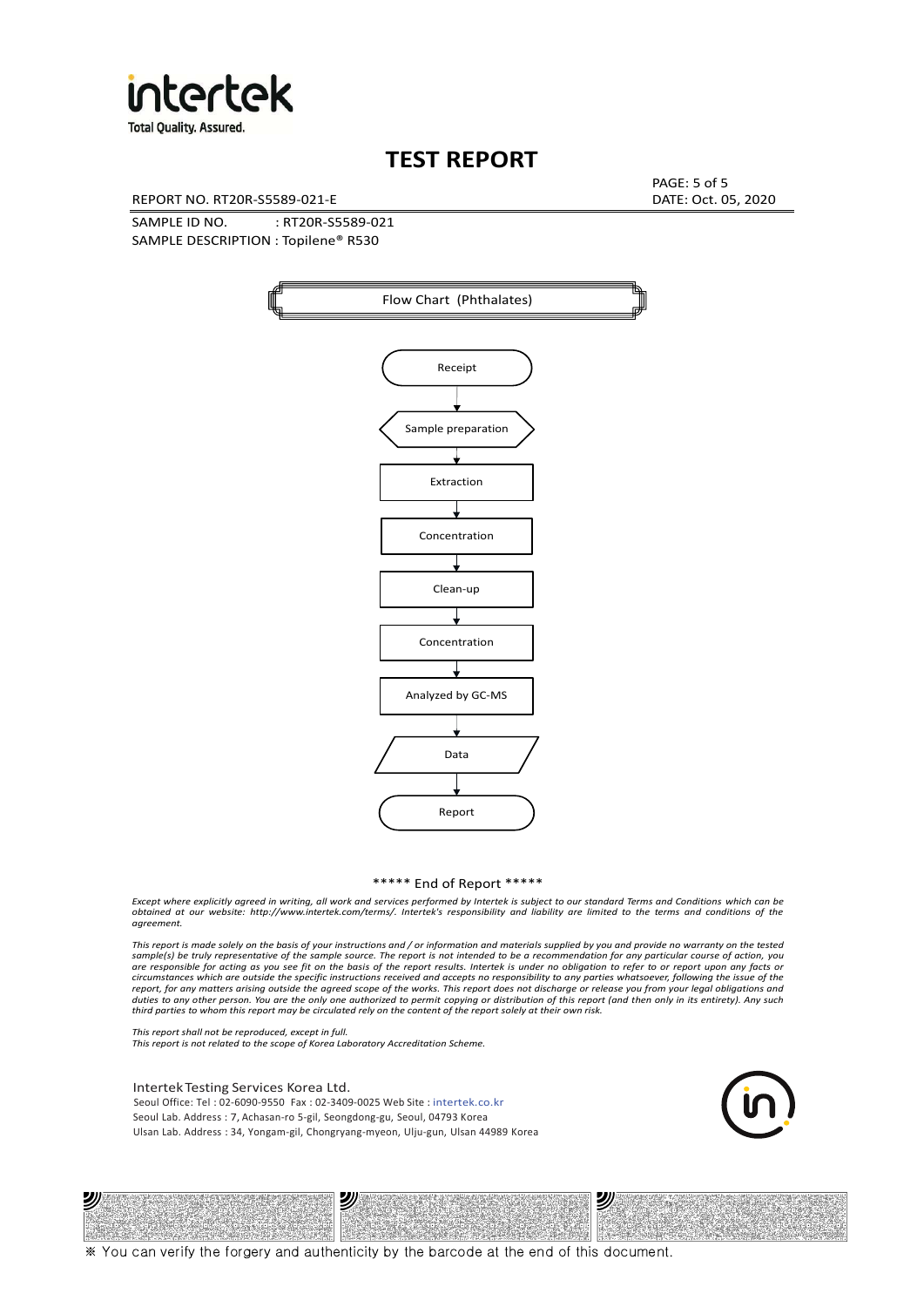# TEST REPORT

REPORT NO. RT20R-S5589-021-E

PAGE: 5 of 5
DATE: Oct. 05, 2020

SAMPLE ID NO. : RT20R-S5589-021
SAMPLE DESCRIPTION : Topilene® R530

## Flow Chart (Phthalates)

Receipt
Sample preparation
Extraction
Concentration
Clean-up
Concentration
Analyzed by GC-MS
Data
Report

***** End of Report *****

*Except where explicitly agreed in writing, all work and services performed by Intertek is subject to our standard Terms and Conditions which can be obtained at our website: http://www.intertek.com/terms/. Intertek's responsibility and liability are limited to the terms and conditions of the agreement.*

*This report is made solely on the basis of your instructions and / or information and materials supplied by you and provide no warranty on the tested sample(s) be truly representative of the sample source. The report is not intended to be a recommendation for any particular course of action, you are responsible for acting as you see fit on the basis of the report results. Intertek is under no obligation to refer to or report upon any facts or circumstances which are outside the specific instructions received and accepts no responsibility to any parties whatsoever, following the issue of the report, for any matters arising outside the agreed scope of the works. This report does not discharge or release you from your legal obligations and duties to any other person. You are the only one authorized to permit copying or distribution of this report (and then only in its entirety). Any such third parties to whom this report may be circulated rely on the content of the report solely at their own risk.*

*This report shall not be reproduced, except in full.*
*This report is not related to the scope of Korea Laboratory Accreditation Scheme.*

Intertek Testing Services Korea Ltd.
Seoul Office: Tel : 02-6090-9550 Fax : 02-3409-0025 Web Site : intertek.co.kr
Seoul Lab. Address : 7, Achasan-ro 5-gil, Seongdong-gu, Seoul, 04793 Korea
Ulsan Lab. Address : 34, Yongam-gil, Chongryang-myeon, Ulju-gun, Ulsan 44989 Korea

※ You can verify the forgery and authenticity by the barcode at the end of this document.